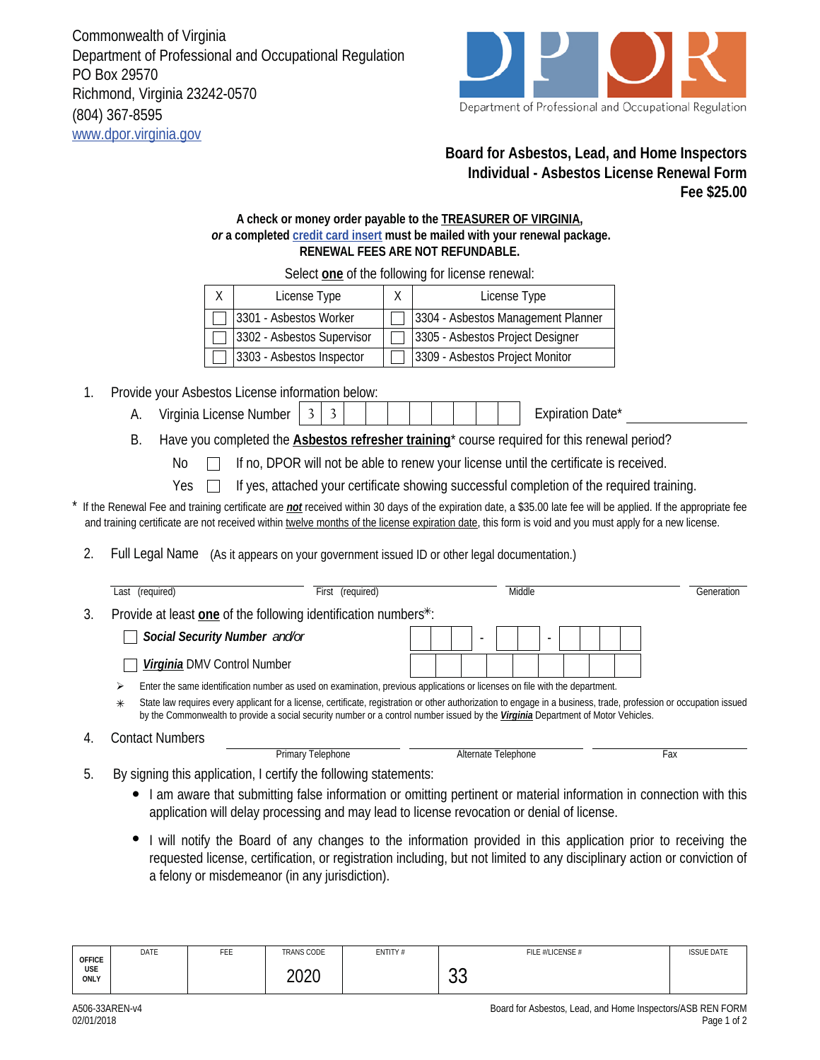Commonwealth of Virginia
Department of Professional and Occupational Regulation
PO Box 29570
Richmond, Virginia 23242-0570
(804) 367-8595
www.dpor.virginia.gov

DPOR
Department of Professional and Occupational Regulation

# Board for Asbestos, Lead, and Home Inspectors
## Individual - Asbestos License Renewal Form
**Fee $25.00**

**A check or money order payable to the TREASURER OF VIRGINIA,**
***or* a completed credit card insert must be mailed with your renewal package.**
**RENEWAL FEES ARE NOT REFUNDABLE.**

Select **one** of the following for license renewal:

| X | License Type | X | License Type |
|---|---|---|---|
| ☐ | 3301 - Asbestos Worker | ☐ | 3304 - Asbestos Management Planner |
| ☐ | 3302 - Asbestos Supervisor | ☐ | 3305 - Asbestos Project Designer |
| ☐ | 3303 - Asbestos Inspector | ☐ | 3309 - Asbestos Project Monitor |

1. Provide your Asbestos License information below:
   A. Virginia License Number | 3 | 3 | | | | | | | | | Expiration Date* ______________
   B. Have you completed the **Asbestos refresher training*** course required for this renewal period?
      No ☐ If no, DPOR will not be able to renew your license until the certificate is received.
      Yes ☐ If yes, attached your certificate showing successful completion of the required training.

\* If the Renewal Fee and training certificate are ***not*** received within 30 days of the expiration date, a $35.00 late fee will be applied. If the appropriate fee and training certificate are not received within twelve months of the license expiration date, this form is void and you must apply for a new license.

2. Full Legal Name (As it appears on your government issued ID or other legal documentation.)

   ______________ Last (required) ______________ First (required) ______________ Middle ______________ Generation

3. Provide at least **one** of the following identification numbers✳:
   ☐ ***Social Security Number*** *and/or* ___ ___ ___ - ___ ___ - ___ ___ ___ ___
   ☐ ***Virginia*** DMV Control Number ___ ___ ___ ___ ___ ___ ___ ___ ___
   - ➢ Enter the same identification number as used on examination, previous applications or licenses on file with the department.
   - ✳ State law requires every applicant for a license, certificate, registration or other authorization to engage in a business, trade, profession or occupation issued by the Commonwealth to provide a social security number or a control number issued by the ***Virginia*** Department of Motor Vehicles.

4. Contact Numbers ______________ Primary Telephone ______________ Alternate Telephone ______________ Fax

5. By signing this application, I certify the following statements:
   - I am aware that submitting false information or omitting pertinent or material information in connection with this application will delay processing and may lead to license revocation or denial of license.
   - I will notify the Board of any changes to the information provided in this application prior to receiving the requested license, certification, or registration including, but not limited to any disciplinary action or conviction of a felony or misdemeanor (in any jurisdiction).

| OFFICE USE ONLY | DATE | FEE | TRANS CODE | ENTITY # | FILE #/LICENSE # | ISSUE DATE |
|---|---|---|---|---|---|---|
| | | | 2020 | | 33 | |

A506-33AREN-v4
02/01/2018

Board for Asbestos, Lead, and Home Inspectors/ASB REN FORM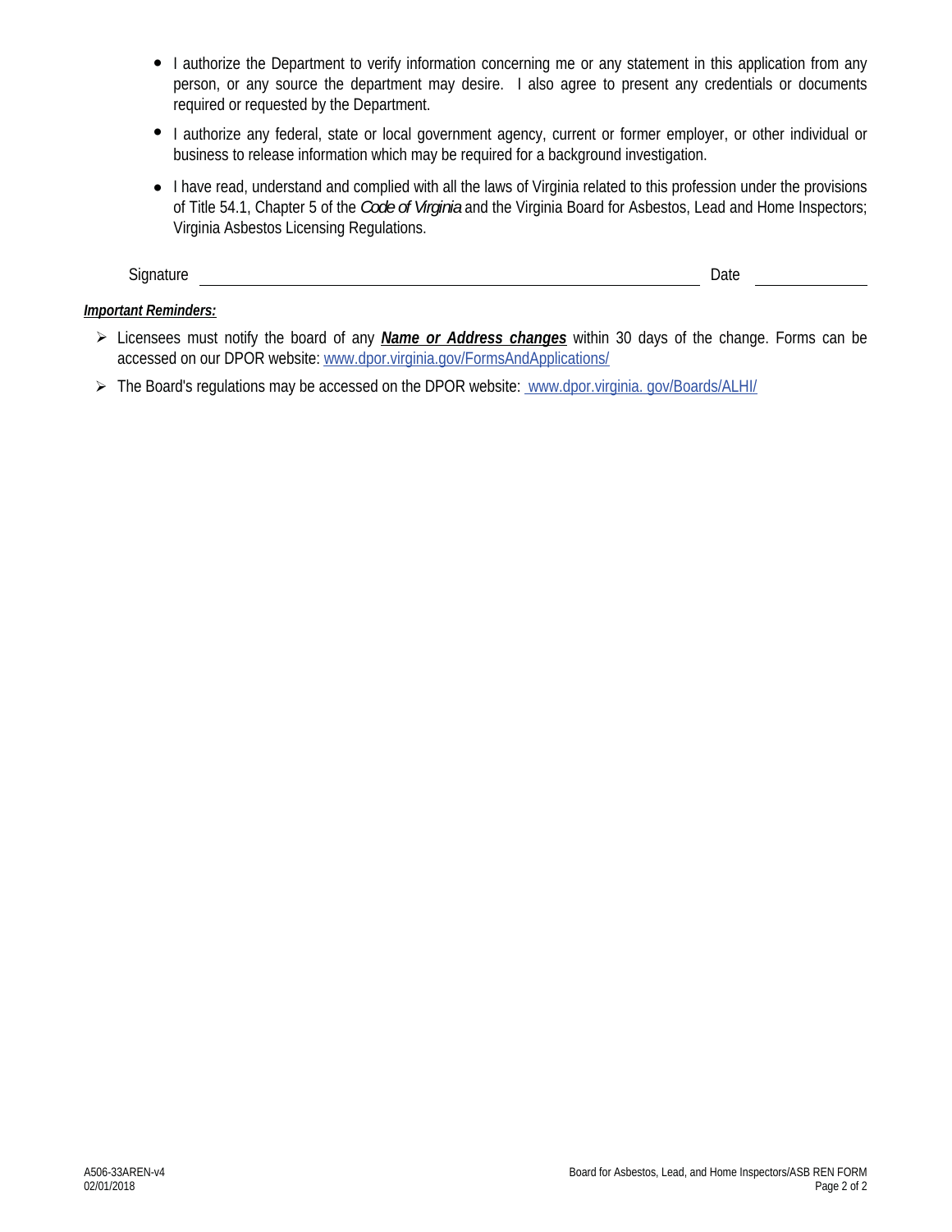- I authorize the Department to verify information concerning me or any statement in this application from any person, or any source the department may desire. I also agree to present any credentials or documents required or requested by the Department.
- I authorize any federal, state or local government agency, current or former employer, or other individual or business to release information which may be required for a background investigation.
- I have read, understand and complied with all the laws of Virginia related to this profession under the provisions of Title 54.1, Chapter 5 of the *Code of Virginia* and the Virginia Board for Asbestos, Lead and Home Inspectors; Virginia Asbestos Licensing Regulations.

Signature ______________________________________________ Date ____________

***Important Reminders:***

- Licensees must notify the board of any ***Name or Address changes*** within 30 days of the change. Forms can be accessed on our DPOR website: www.dpor.virginia.gov/FormsAndApplications/
- The Board's regulations may be accessed on the DPOR website: www.dpor.virginia. gov/Boards/ALHI/

A506-33AREN-v4
02/01/2018